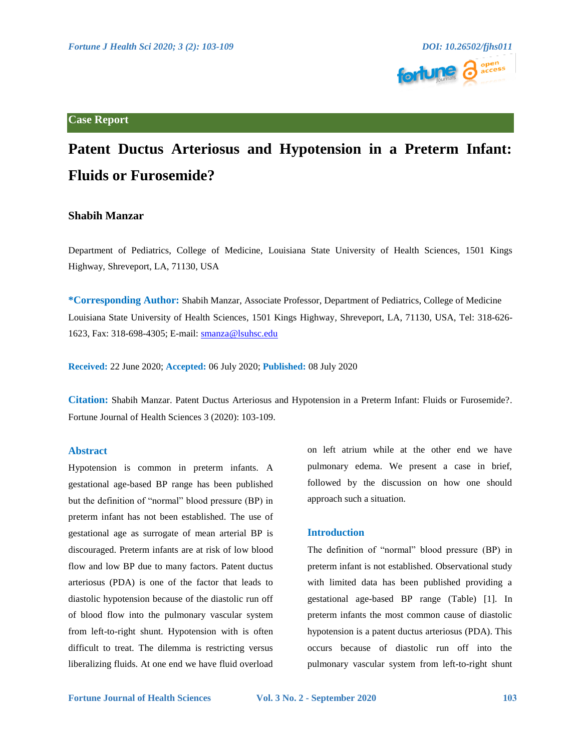## Case Report

# Patent Ductus Arteriosus and Hypotension in a Preterm Infant: Fluids or Furosemide?

**Shabih Manzar**

Department of Pediatrics, College of Medicine, Louisiana State University of Health Sciences, 1501 Kings Highway, Shreveport, LA, 71130, USA

**\*Corresponding Author:** Shabih Manzar, Associate Professor, Department of Pediatrics, College of Medicine Louisiana State University of Health Sciences, 1501 Kings Highway, Shreveport, LA, 71130, USA, Tel: 318-626-1623, Fax: 318-698-4305; E-mail: smanza@lsuhsc.edu

**Received:** 22 June 2020; **Accepted:** 06 July 2020; **Published:** 08 July 2020

**Citation:** Shabih Manzar. Patent Ductus Arteriosus and Hypotension in a Preterm Infant: Fluids or Furosemide?. Fortune Journal of Health Sciences 3 (2020): 103-109.

## Abstract

Hypotension is common in preterm infants. A gestational age-based BP range has been published but the definition of "normal" blood pressure (BP) in preterm infant has not been established. The use of gestational age as surrogate of mean arterial BP is discouraged. Preterm infants are at risk of low blood flow and low BP due to many factors. Patent ductus arteriosus (PDA) is one of the factor that leads to diastolic hypotension because of the diastolic run off of blood flow into the pulmonary vascular system from left-to-right shunt. Hypotension with is often difficult to treat. The dilemma is restricting versus liberalizing fluids. At one end we have fluid overload on left atrium while at the other end we have pulmonary edema. We present a case in brief, followed by the discussion on how one should approach such a situation.

## Introduction

The definition of "normal" blood pressure (BP) in preterm infant is not established. Observational study with limited data has been published providing a gestational age-based BP range (Table) [1]. In preterm infants the most common cause of diastolic hypotension is a patent ductus arteriosus (PDA). This occurs because of diastolic run off into the pulmonary vascular system from left-to-right shunt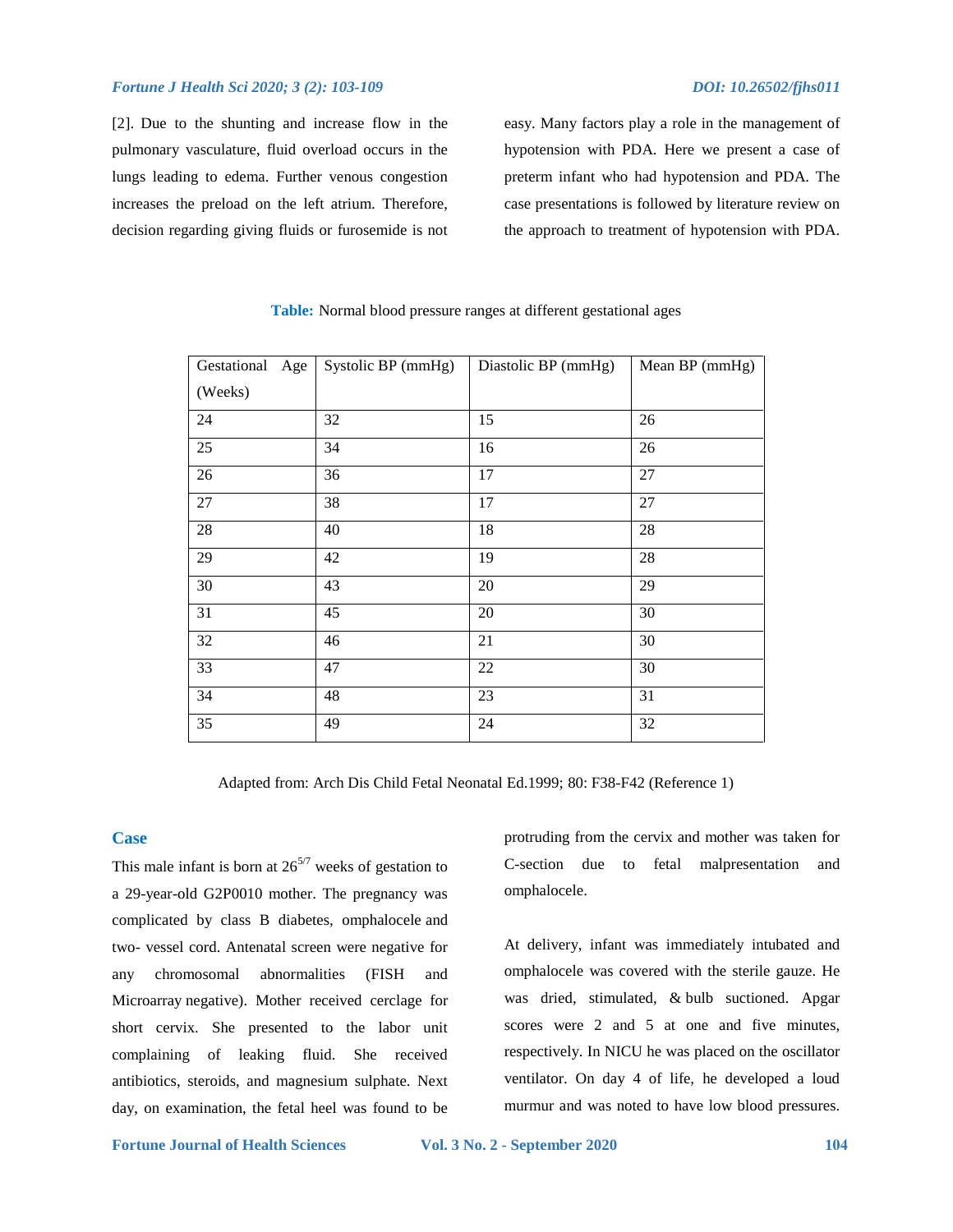[2]. Due to the shunting and increase flow in the pulmonary vasculature, fluid overload occurs in the lungs leading to edema. Further venous congestion increases the preload on the left atrium. Therefore, decision regarding giving fluids or furosemide is not easy. Many factors play a role in the management of hypotension with PDA. Here we present a case of preterm infant who had hypotension and PDA. The case presentations is followed by literature review on the approach to treatment of hypotension with PDA.

**Table:** Normal blood pressure ranges at different gestational ages

| Gestational Age (Weeks) | Systolic BP (mmHg) | Diastolic BP (mmHg) | Mean BP (mmHg) |
|---|---|---|---|
| 24 | 32 | 15 | 26 |
| 25 | 34 | 16 | 26 |
| 26 | 36 | 17 | 27 |
| 27 | 38 | 17 | 27 |
| 28 | 40 | 18 | 28 |
| 29 | 42 | 19 | 28 |
| 30 | 43 | 20 | 29 |
| 31 | 45 | 20 | 30 |
| 32 | 46 | 21 | 30 |
| 33 | 47 | 22 | 30 |
| 34 | 48 | 23 | 31 |
| 35 | 49 | 24 | 32 |

Adapted from: Arch Dis Child Fetal Neonatal Ed.1999; 80: F38-F42 (Reference 1)

## Case

This male infant is born at $26^{5/7}$ weeks of gestation to a 29-year-old G2P0010 mother. The pregnancy was complicated by class B diabetes, omphalocele and two- vessel cord. Antenatal screen were negative for any chromosomal abnormalities (FISH and Microarray negative). Mother received cerclage for short cervix. She presented to the labor unit complaining of leaking fluid. She received antibiotics, steroids, and magnesium sulphate. Next day, on examination, the fetal heel was found to be protruding from the cervix and mother was taken for C-section due to fetal malpresentation and omphalocele.

At delivery, infant was immediately intubated and omphalocele was covered with the sterile gauze. He was dried, stimulated, & bulb suctioned. Apgar scores were 2 and 5 at one and five minutes, respectively. In NICU he was placed on the oscillator ventilator. On day 4 of life, he developed a loud murmur and was noted to have low blood pressures.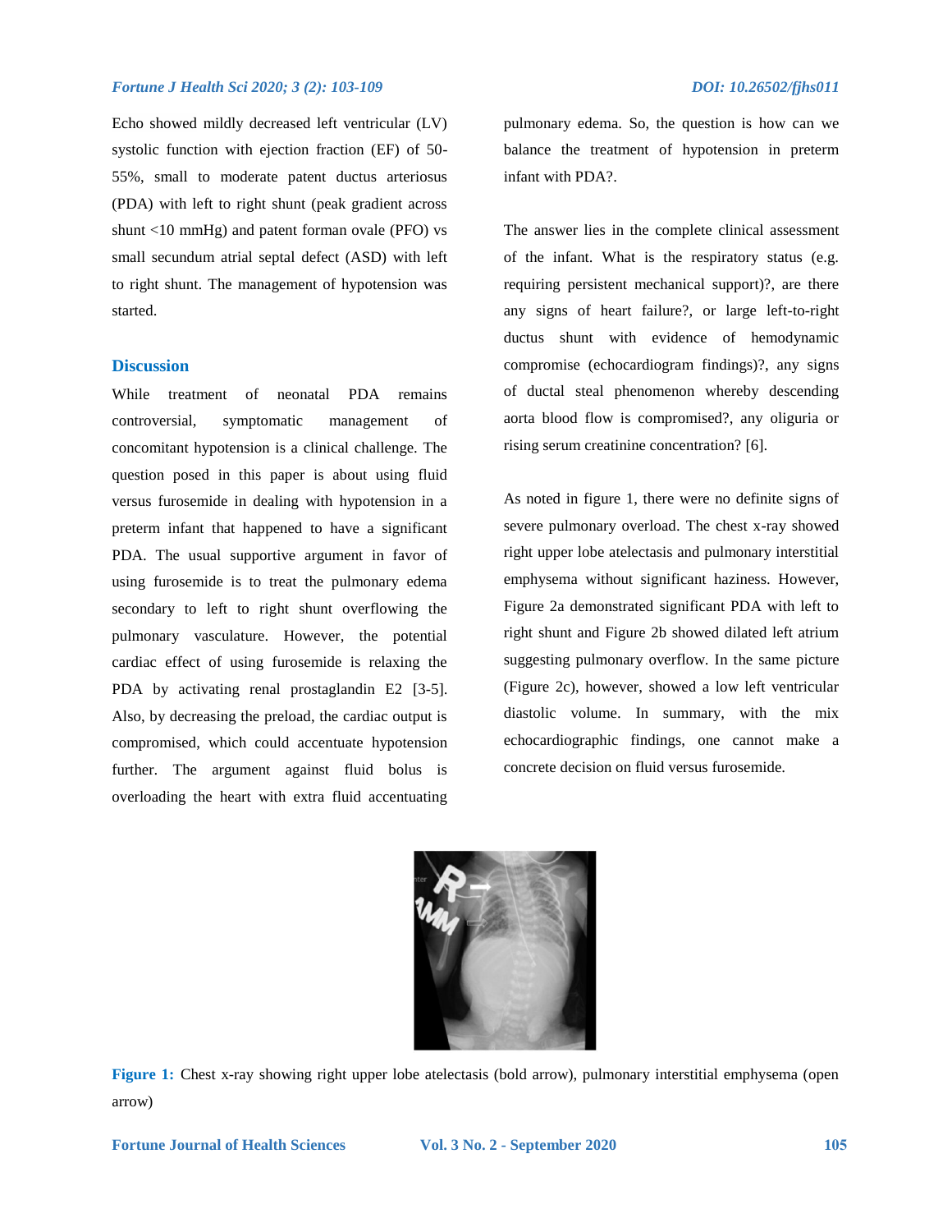Echo showed mildly decreased left ventricular (LV) systolic function with ejection fraction (EF) of 50-55%, small to moderate patent ductus arteriosus (PDA) with left to right shunt (peak gradient across shunt <10 mmHg) and patent forman ovale (PFO) vs small secundum atrial septal defect (ASD) with left to right shunt. The management of hypotension was started.

## Discussion

While treatment of neonatal PDA remains controversial, symptomatic management of concomitant hypotension is a clinical challenge. The question posed in this paper is about using fluid versus furosemide in dealing with hypotension in a preterm infant that happened to have a significant PDA. The usual supportive argument in favor of using furosemide is to treat the pulmonary edema secondary to left to right shunt overflowing the pulmonary vasculature. However, the potential cardiac effect of using furosemide is relaxing the PDA by activating renal prostaglandin E2 [3-5]. Also, by decreasing the preload, the cardiac output is compromised, which could accentuate hypotension further. The argument against fluid bolus is overloading the heart with extra fluid accentuating pulmonary edema. So, the question is how can we balance the treatment of hypotension in preterm infant with PDA?.

The answer lies in the complete clinical assessment of the infant. What is the respiratory status (e.g. requiring persistent mechanical support)?, are there any signs of heart failure?, or large left-to-right ductus shunt with evidence of hemodynamic compromise (echocardiogram findings)?, any signs of ductal steal phenomenon whereby descending aorta blood flow is compromised?, any oliguria or rising serum creatinine concentration? [6].

As noted in figure 1, there were no definite signs of severe pulmonary overload. The chest x-ray showed right upper lobe atelectasis and pulmonary interstitial emphysema without significant haziness. However, Figure 2a demonstrated significant PDA with left to right shunt and Figure 2b showed dilated left atrium suggesting pulmonary overflow. In the same picture (Figure 2c), however, showed a low left ventricular diastolic volume. In summary, with the mix echocardiographic findings, one cannot make a concrete decision on fluid versus furosemide.

**Figure 1:** Chest x-ray showing right upper lobe atelectasis (bold arrow), pulmonary interstitial emphysema (open arrow)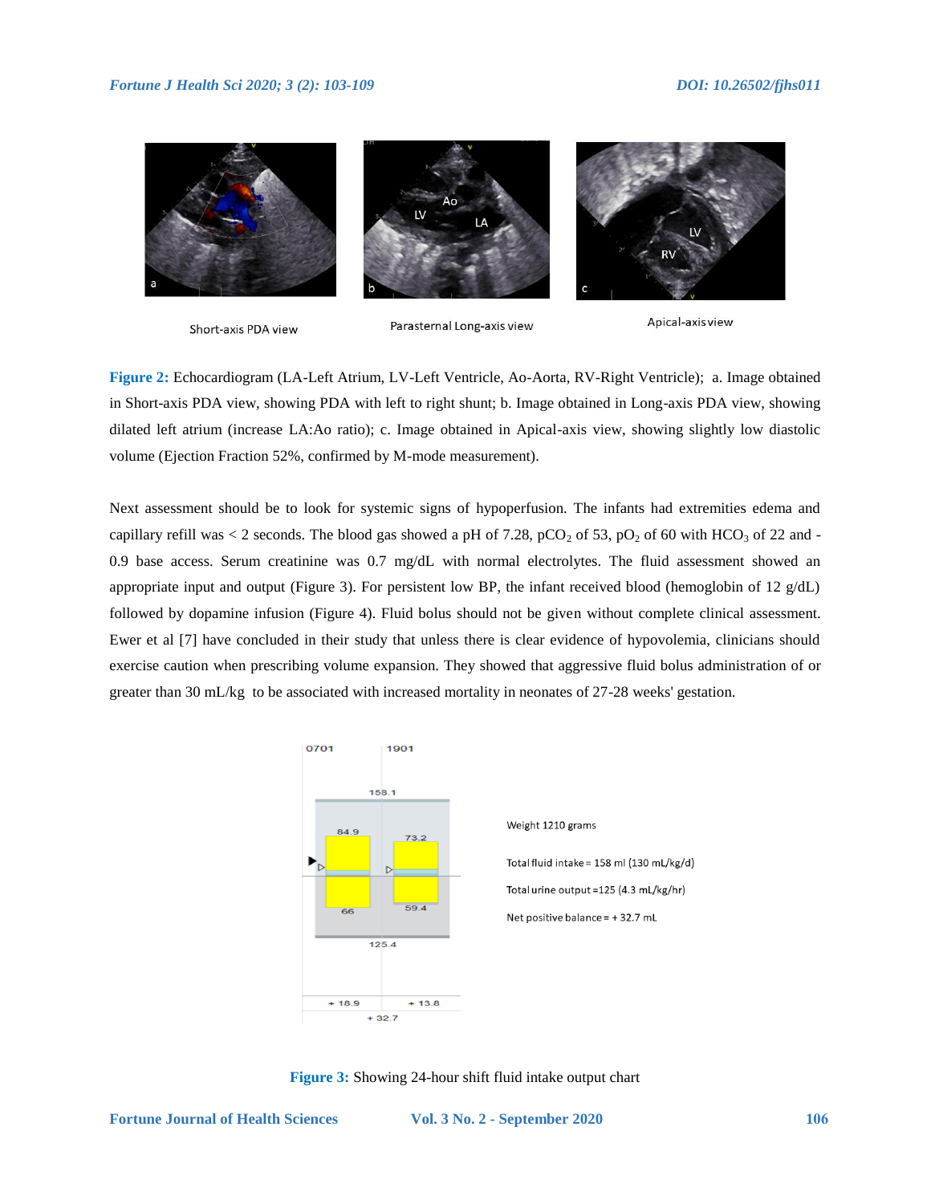**Figure 2:** Echocardiogram (LA-Left Atrium, LV-Left Ventricle, Ao-Aorta, RV-Right Ventricle); a. Image obtained in Short-axis PDA view, showing PDA with left to right shunt; b. Image obtained in Long-axis PDA view, showing dilated left atrium (increase LA:Ao ratio); c. Image obtained in Apical-axis view, showing slightly low diastolic volume (Ejection Fraction 52%, confirmed by M-mode measurement).

Next assessment should be to look for systemic signs of hypoperfusion. The infants had extremities edema and capillary refill was < 2 seconds. The blood gas showed a pH of 7.28, $pCO_2$ of 53, $pO_2$ of 60 with $HCO_3$ of 22 and -0.9 base access. Serum creatinine was 0.7 mg/dL with normal electrolytes. The fluid assessment showed an appropriate input and output (Figure 3). For persistent low BP, the infant received blood (hemoglobin of 12 g/dL) followed by dopamine infusion (Figure 4). Fluid bolus should not be given without complete clinical assessment. Ewer et al [7] have concluded in their study that unless there is clear evidence of hypovolemia, clinicians should exercise caution when prescribing volume expansion. They showed that aggressive fluid bolus administration of or greater than 30 mL/kg to be associated with increased mortality in neonates of 27-28 weeks' gestation.

Weight 1210 grams

Total fluid intake = 158 ml (130 mL/kg/d)

Total urine output = 125 (4.3 mL/kg/hr)

Net positive balance = + 32.7 mL

**Figure 3:** Showing 24-hour shift fluid intake output chart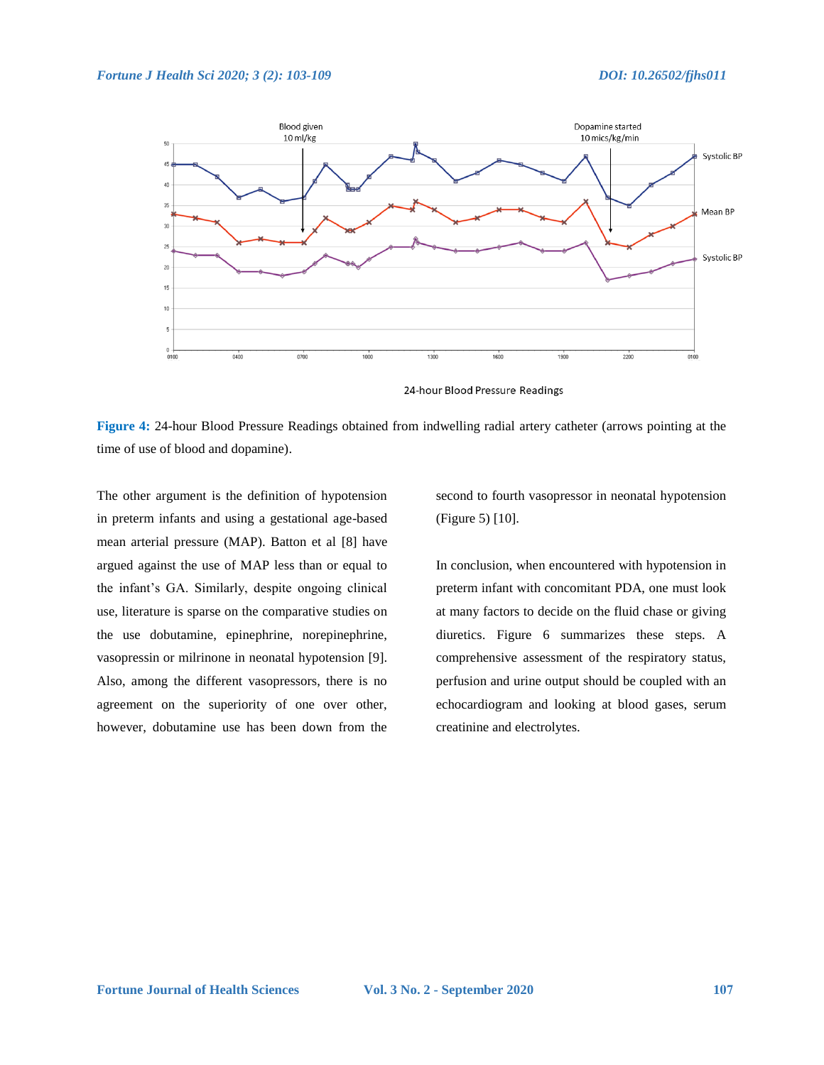24-hour Blood Pressure Readings

**Figure 4:** 24-hour Blood Pressure Readings obtained from indwelling radial artery catheter (arrows pointing at the time of use of blood and dopamine).

The other argument is the definition of hypotension in preterm infants and using a gestational age-based mean arterial pressure (MAP). Batton et al [8] have argued against the use of MAP less than or equal to the infant's GA. Similarly, despite ongoing clinical use, literature is sparse on the comparative studies on the use dobutamine, epinephrine, norepinephrine, vasopressin or milrinone in neonatal hypotension [9]. Also, among the different vasopressors, there is no agreement on the superiority of one over other, however, dobutamine use has been down from the second to fourth vasopressor in neonatal hypotension (Figure 5) [10].

In conclusion, when encountered with hypotension in preterm infant with concomitant PDA, one must look at many factors to decide on the fluid chase or giving diuretics. Figure 6 summarizes these steps. A comprehensive assessment of the respiratory status, perfusion and urine output should be coupled with an echocardiogram and looking at blood gases, serum creatinine and electrolytes.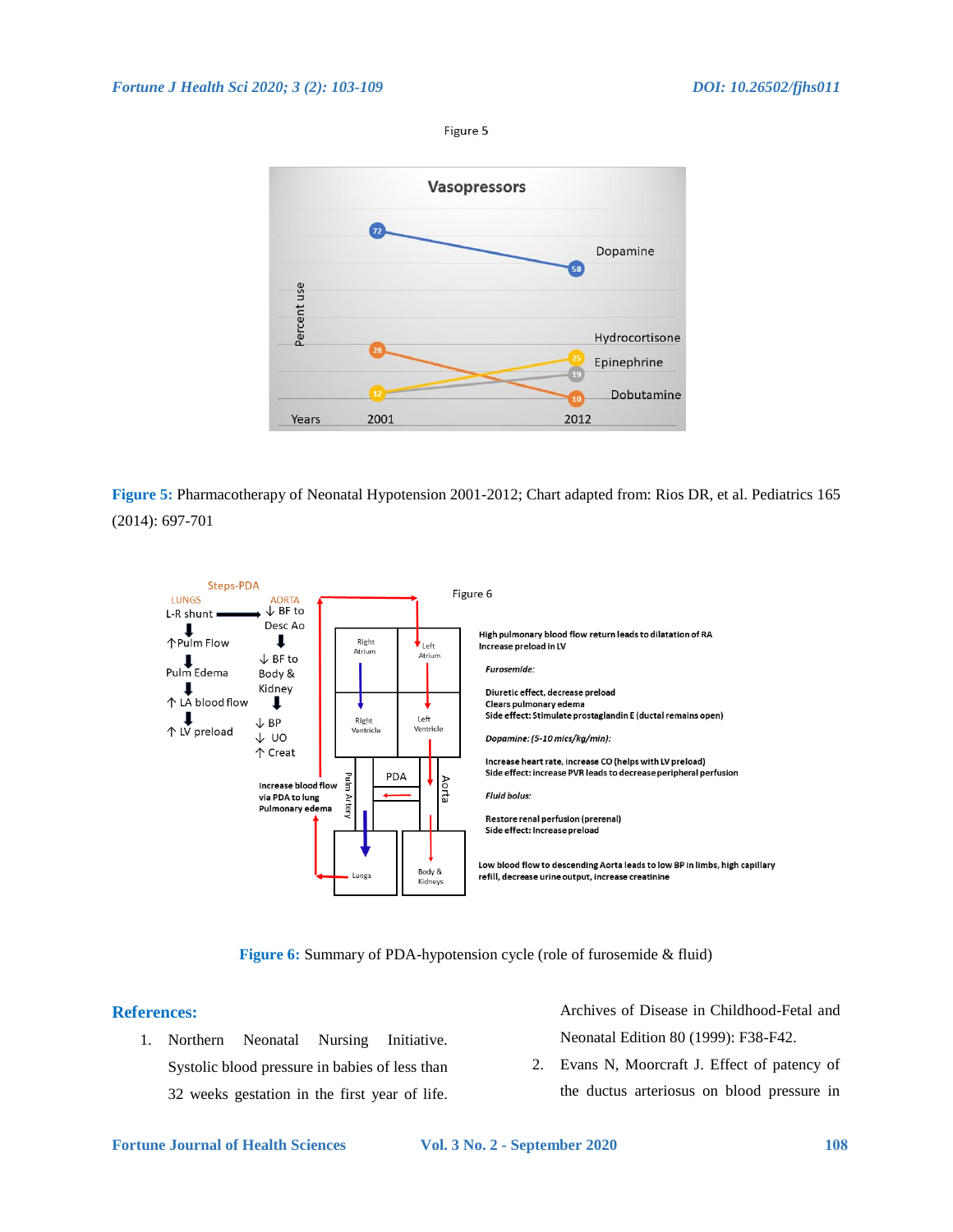Figure 5

**Figure 5:** Pharmacotherapy of Neonatal Hypotension 2001-2012; Chart adapted from: Rios DR, et al. Pediatrics 165 (2014): 697-701

**Figure 6:** Summary of PDA-hypotension cycle (role of furosemide & fluid)

## References:

1. Northern Neonatal Nursing Initiative. Systolic blood pressure in babies of less than 32 weeks gestation in the first year of life. Archives of Disease in Childhood-Fetal and Neonatal Edition 80 (1999): F38-F42.
2. Evans N, Moorcraft J. Effect of patency of the ductus arteriosus on blood pressure in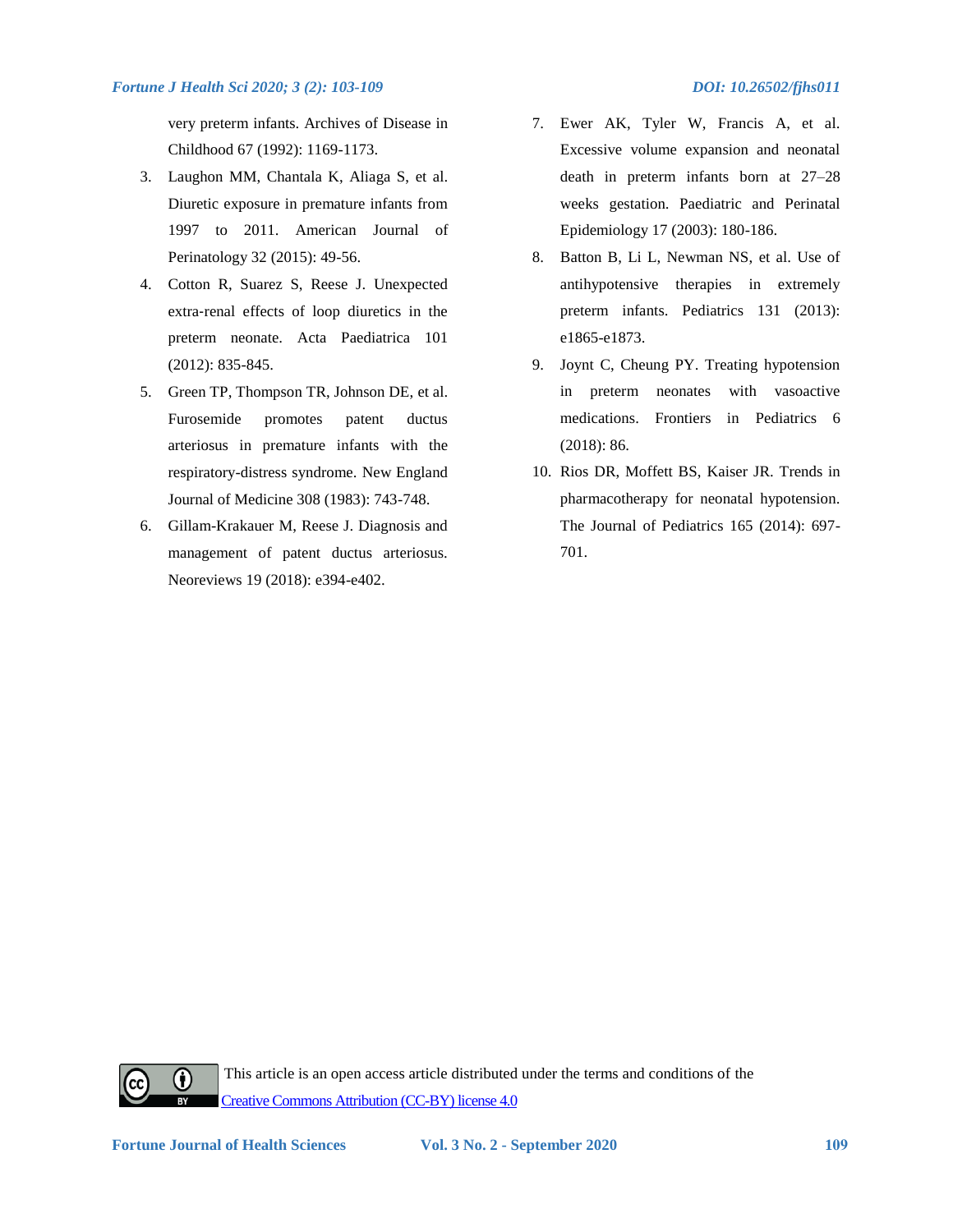very preterm infants. Archives of Disease in Childhood 67 (1992): 1169-1173.

3. Laughon MM, Chantala K, Aliaga S, et al. Diuretic exposure in premature infants from 1997 to 2011. American Journal of Perinatology 32 (2015): 49-56.
4. Cotton R, Suarez S, Reese J. Unexpected extra-renal effects of loop diuretics in the preterm neonate. Acta Paediatrica 101 (2012): 835-845.
5. Green TP, Thompson TR, Johnson DE, et al. Furosemide promotes patent ductus arteriosus in premature infants with the respiratory-distress syndrome. New England Journal of Medicine 308 (1983): 743-748.
6. Gillam-Krakauer M, Reese J. Diagnosis and management of patent ductus arteriosus. Neoreviews 19 (2018): e394-e402.
7. Ewer AK, Tyler W, Francis A, et al. Excessive volume expansion and neonatal death in preterm infants born at 27–28 weeks gestation. Paediatric and Perinatal Epidemiology 17 (2003): 180-186.
8. Batton B, Li L, Newman NS, et al. Use of antihypotensive therapies in extremely preterm infants. Pediatrics 131 (2013): e1865-e1873.
9. Joynt C, Cheung PY. Treating hypotension in preterm neonates with vasoactive medications. Frontiers in Pediatrics 6 (2018): 86.
10. Rios DR, Moffett BS, Kaiser JR. Trends in pharmacotherapy for neonatal hypotension. The Journal of Pediatrics 165 (2014): 697-701.

This article is an open access article distributed under the terms and conditions of the Creative Commons Attribution (CC-BY) license 4.0